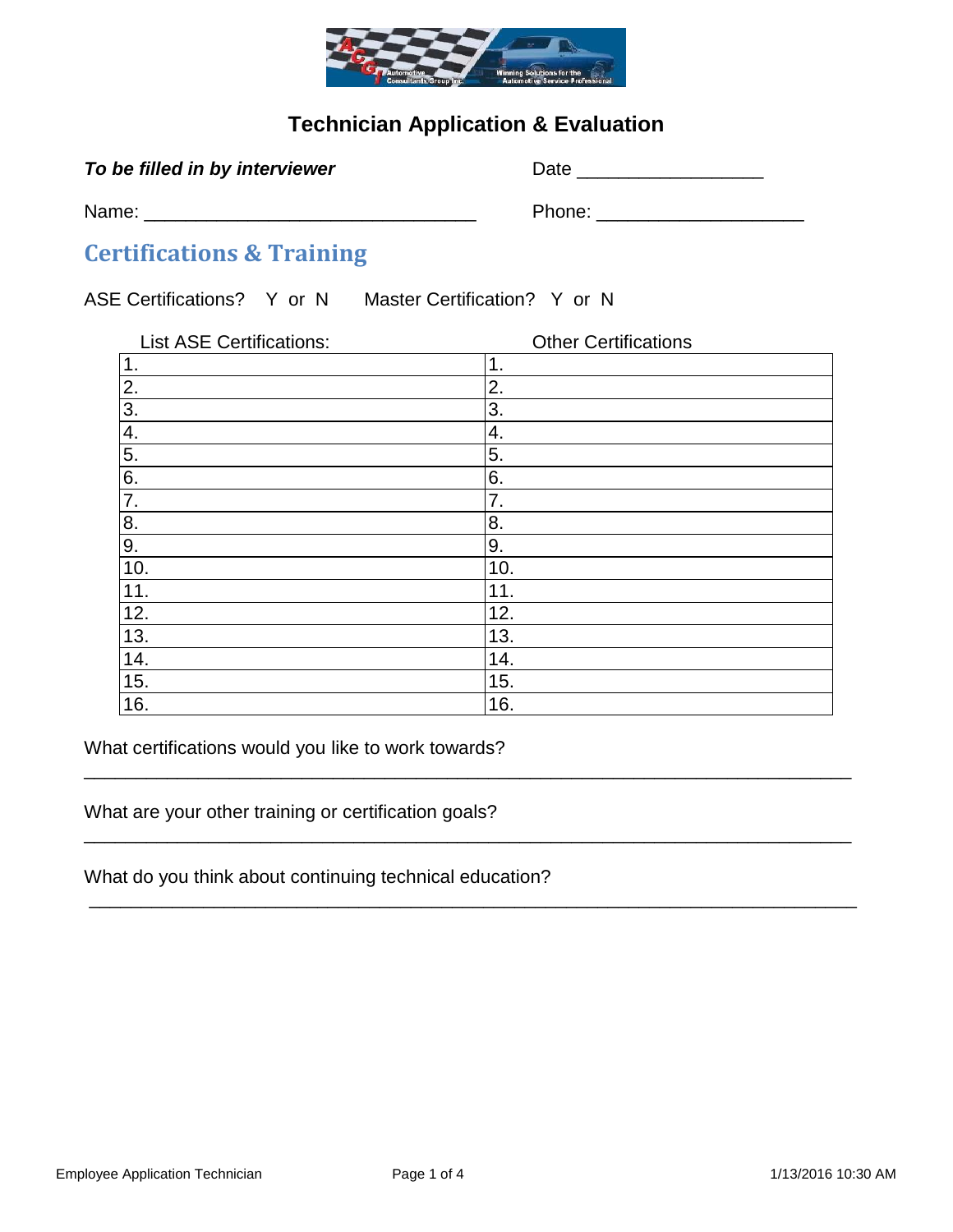# Technician Application & Evaluation

***To be filled in by interviewer***

Date ________________

Name: ______________________________

Phone: __________________

## Certifications & Training

ASE Certifications? Y or N    Master Certification? Y or N

| List ASE Certifications: | Other Certifications |
|---|---|
| 1. | 1. |
| 2. | 2. |
| 3. | 3. |
| 4. | 4. |
| 5. | 5. |
| 6. | 6. |
| 7. | 7. |
| 8. | 8. |
| 9. | 9. |
| 10. | 10. |
| 11. | 11. |
| 12. | 12. |
| 13. | 13. |
| 14. | 14. |
| 15. | 15. |
| 16. | 16. |

What certifications would you like to work towards?

______________________________________________________________________

What are your other training or certification goals?

______________________________________________________________________

What do you think about continuing technical education?

______________________________________________________________________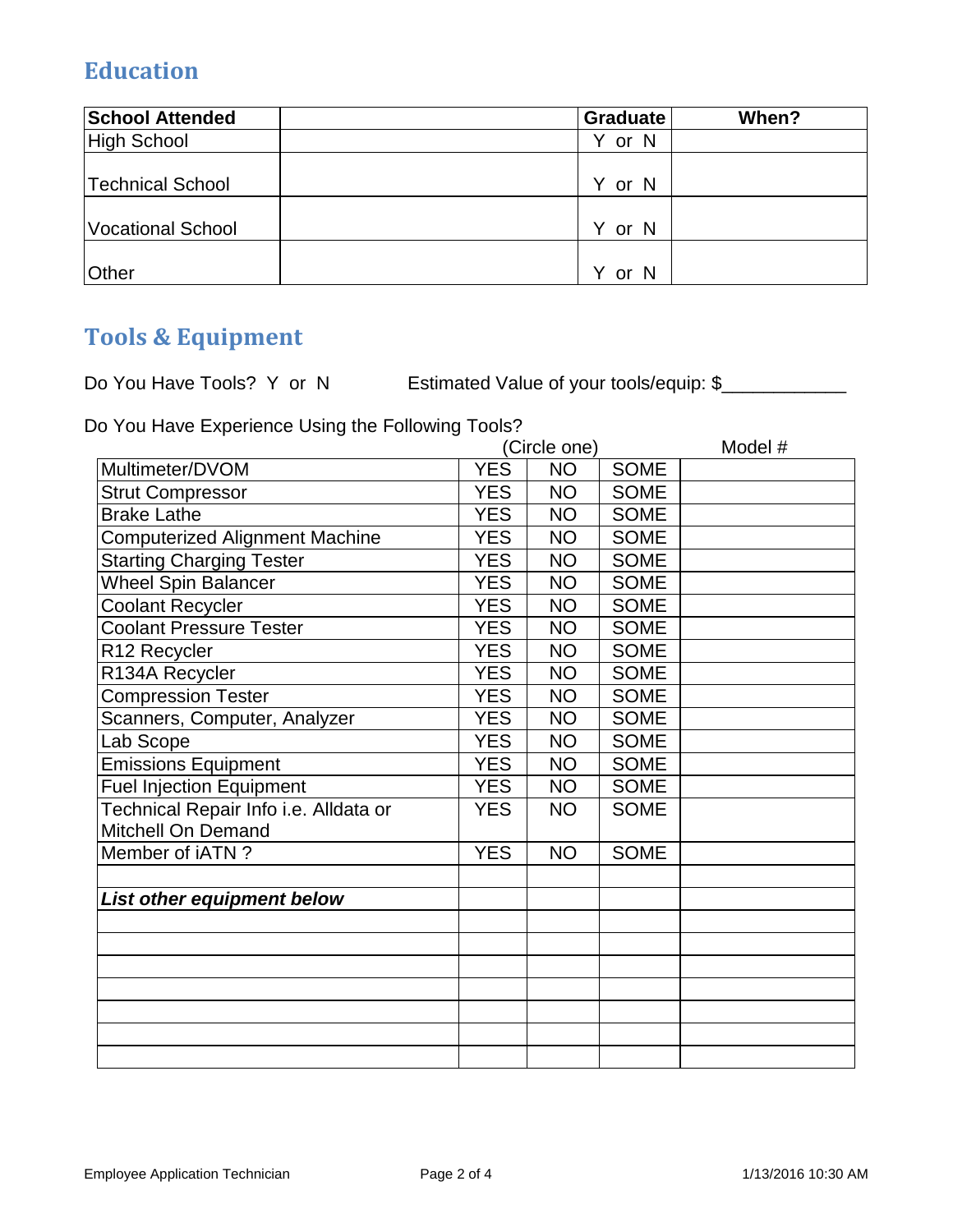## Education

| School Attended | | Graduate | When? |
|---|---|---|---|
| High School | | Y or N | |
| Technical School | | Y or N | |
| Vocational School | | Y or N | |
| Other | | Y or N | |

## Tools & Equipment

Do You Have Tools? Y or N Estimated Value of your tools/equip: $____________

Do You Have Experience Using the Following Tools?

| | (Circle one) | | | Model # |
|---|---|---|---|---|
| Multimeter/DVOM | YES | NO | SOME | |
| Strut Compressor | YES | NO | SOME | |
| Brake Lathe | YES | NO | SOME | |
| Computerized Alignment Machine | YES | NO | SOME | |
| Starting Charging Tester | YES | NO | SOME | |
| Wheel Spin Balancer | YES | NO | SOME | |
| Coolant Recycler | YES | NO | SOME | |
| Coolant Pressure Tester | YES | NO | SOME | |
| R12 Recycler | YES | NO | SOME | |
| R134A Recycler | YES | NO | SOME | |
| Compression Tester | YES | NO | SOME | |
| Scanners, Computer, Analyzer | YES | NO | SOME | |
| Lab Scope | YES | NO | SOME | |
| Emissions Equipment | YES | NO | SOME | |
| Fuel Injection Equipment | YES | NO | SOME | |
| Technical Repair Info i.e. Alldata or Mitchell On Demand | YES | NO | SOME | |
| Member of iATN ? | YES | NO | SOME | |
| | | | | |
| ***List other equipment below*** | | | | |
| | | | | |
| | | | | |
| | | | | |
| | | | | |
| | | | | |
| | | | | |
| | | | | |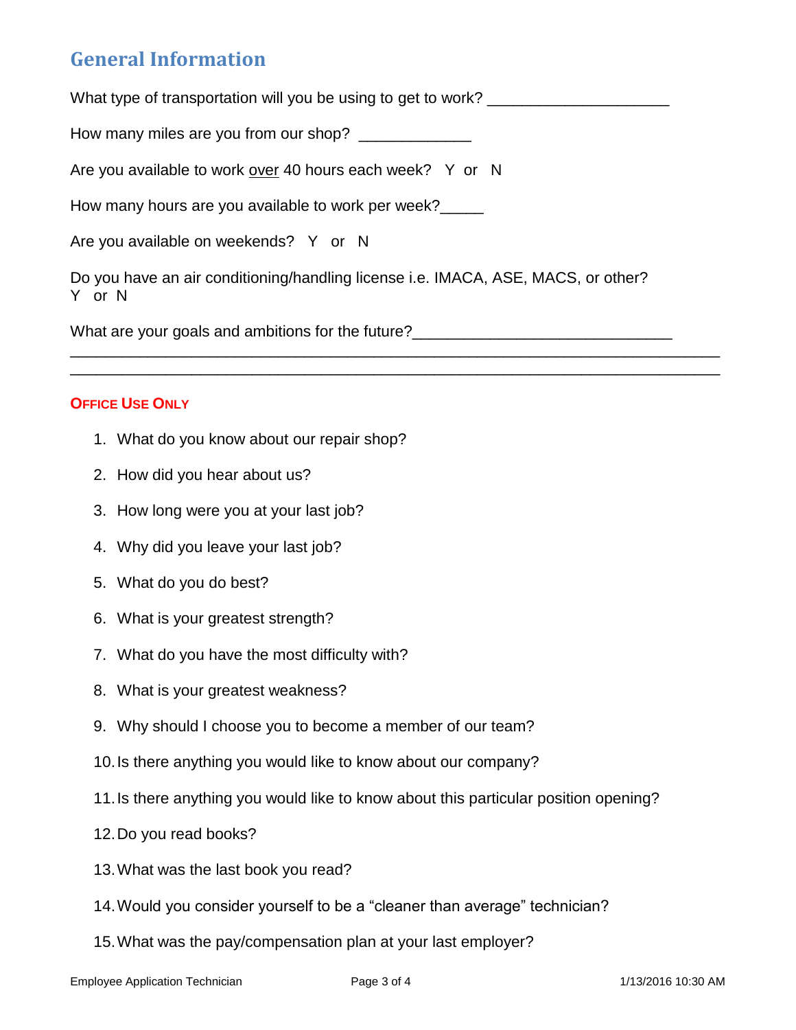## General Information

What type of transportation will you be using to get to work? ____________________

How many miles are you from our shop? ____________

Are you available to work <u>over</u> 40 hours each week? Y or N

How many hours are you available to work per week?_____

Are you available on weekends? Y or N

Do you have an air conditioning/handling license i.e. IMACA, ASE, MACS, or other?
Y or N

What are your goals and ambitions for the future?______________________________
_______________________________________________________________________
_______________________________________________________________________

**OFFICE USE ONLY**

1. What do you know about our repair shop?
2. How did you hear about us?
3. How long were you at your last job?
4. Why did you leave your last job?
5. What do you do best?
6. What is your greatest strength?
7. What do you have the most difficulty with?
8. What is your greatest weakness?
9. Why should I choose you to become a member of our team?
10. Is there anything you would like to know about our company?
11. Is there anything you would like to know about this particular position opening?
12. Do you read books?
13. What was the last book you read?
14. Would you consider yourself to be a "cleaner than average" technician?
15. What was the pay/compensation plan at your last employer?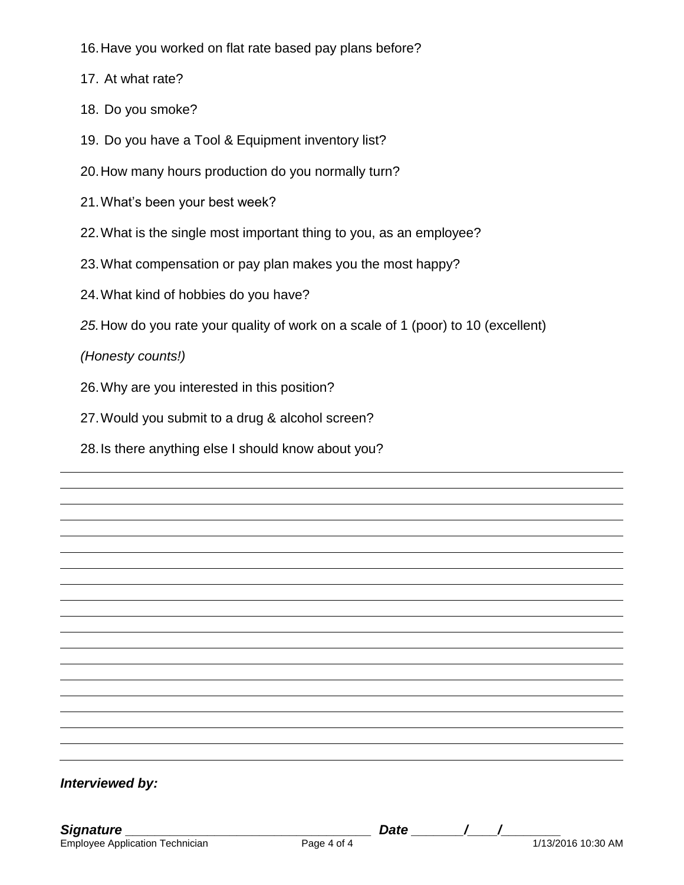16. Have you worked on flat rate based pay plans before?

17. At what rate?

18. Do you smoke?

19. Do you have a Tool & Equipment inventory list?

20. How many hours production do you normally turn?

21. What's been your best week?

22. What is the single most important thing to you, as an employee?

23. What compensation or pay plan makes you the most happy?

24. What kind of hobbies do you have?

*25.* How do you rate your quality of work on a scale of 1 (poor) to 10 (excellent)

*(Honesty counts!)*

26. Why are you interested in this position?

27. Would you submit to a drug & alcohol screen?

28. Is there anything else I should know about you?

___________________________________________________________________________

___________________________________________________________________________

___________________________________________________________________________

___________________________________________________________________________

___________________________________________________________________________

___________________________________________________________________________

___________________________________________________________________________

___________________________________________________________________________

___________________________________________________________________________

___________________________________________________________________________

___________________________________________________________________________

___________________________________________________________________________

___________________________________________________________________________

___________________________________________________________________________

___________________________________________________________________________

___________________________________________________________________________

___________________________________________________________________________

___________________________________________________________________________

***Interviewed by:***

***Signature*** ___________________________________ ***Date*** _______/____/________